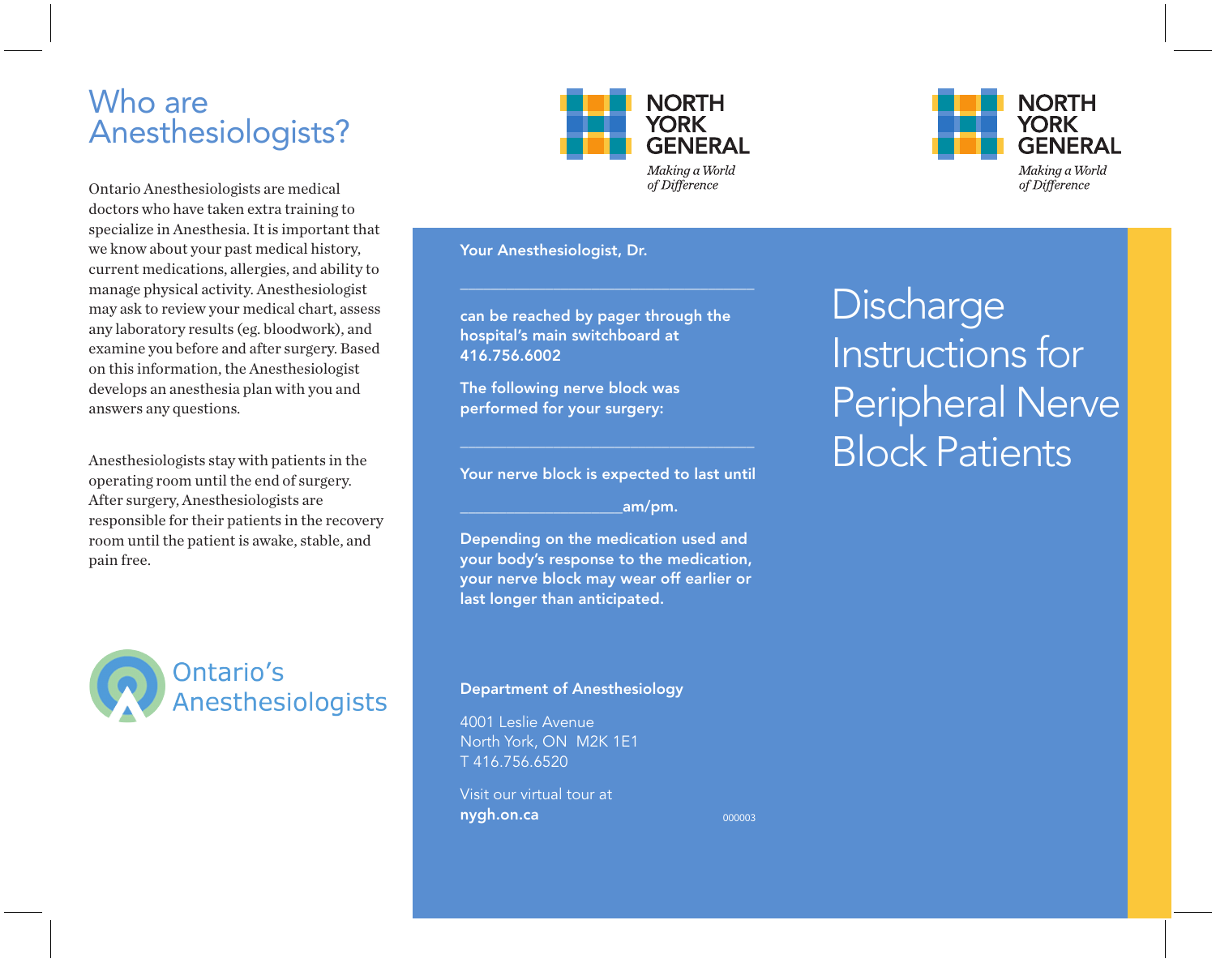# Who are Anesthesiologists?

Ontario Anesthesiologists are medical doctors who have taken extra training to specialize in Anesthesia. It is important that we know about your past medical history, current medications, allergies, and ability to manage physical activity. Anesthesiologist may ask to review your medical chart, assess any laboratory results (eg. bloodwork), and examine you before and after surgery. Based on this information, the Anesthesiologist develops an anesthesia plan with you and answers any questions.

Anesthesiologists stay with patients in the operating room until the end of surgery. After surgery, Anesthesiologists are responsible for their patients in the recovery room until the patient is awake, stable, and pain free.

Ontario's Anesthesiologists

NORTH YORK GENERAL

*Making a World of Difference*

**Your Anesthesiologist, Dr.**

______________________________

**can be reached by pager through the hospital's main switchboard at 416.756.6002**

**The following nerve block was performed for your surgery:**

______________________________

**Your nerve block is expected to last until**

__________________**am/pm.**

**Depending on the medication used and your body's response to the medication, your nerve block may wear off earlier or last longer than anticipated.**

**Department of Anesthesiology**

4001 Leslie Avenue
North York, ON M2K 1E1
T 416.756.6520

Visit our virtual tour at
**nygh.on.ca**

000003

NORTH YORK GENERAL

*Making a World of Difference*

# Discharge Instructions for Peripheral Nerve Block Patients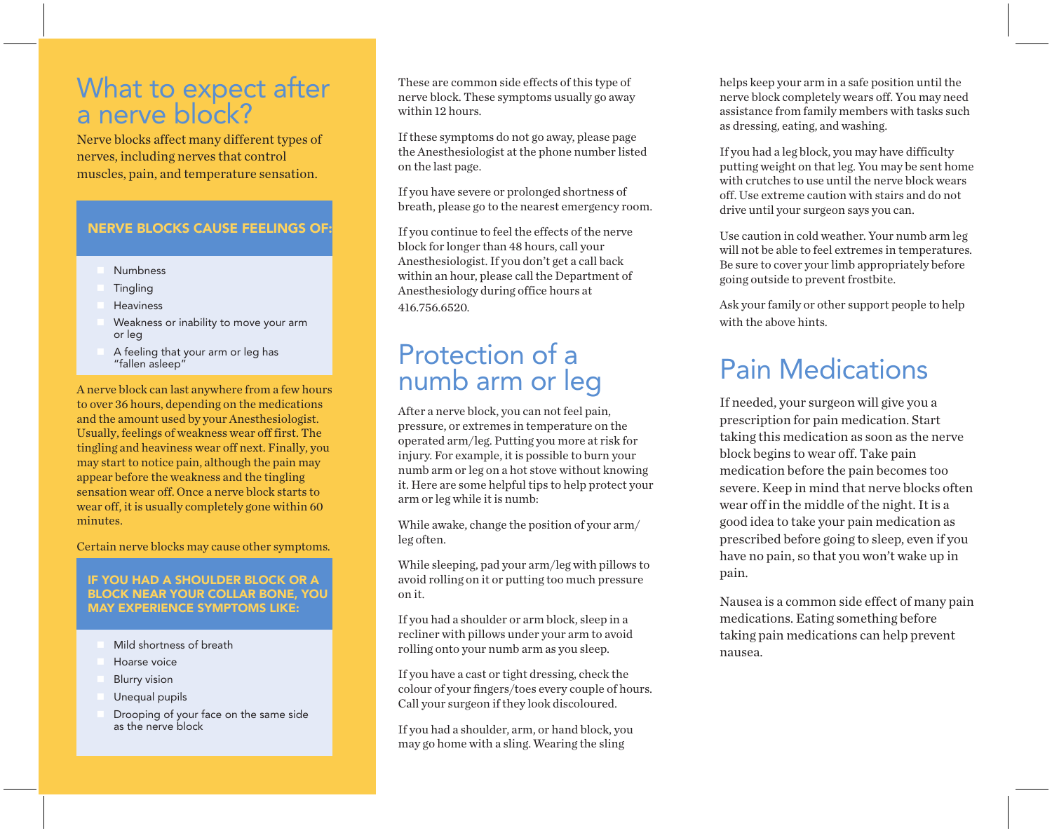# What to expect after a nerve block?

Nerve blocks affect many different types of nerves, including nerves that control muscles, pain, and temperature sensation.

**NERVE BLOCKS CAUSE FEELINGS OF:**

- Numbness
- Tingling
- Heaviness
- Weakness or inability to move your arm or leg
- A feeling that your arm or leg has "fallen asleep"

A nerve block can last anywhere from a few hours to over 36 hours, depending on the medications and the amount used by your Anesthesiologist. Usually, feelings of weakness wear off first. The tingling and heaviness wear off next. Finally, you may start to notice pain, although the pain may appear before the weakness and the tingling sensation wear off. Once a nerve block starts to wear off, it is usually completely gone within 60 minutes.

Certain nerve blocks may cause other symptoms.

**IF YOU HAD A SHOULDER BLOCK OR A BLOCK NEAR YOUR COLLAR BONE, YOU MAY EXPERIENCE SYMPTOMS LIKE:**

- Mild shortness of breath
- Hoarse voice
- Blurry vision
- Unequal pupils
- Drooping of your face on the same side as the nerve block

These are common side effects of this type of nerve block. These symptoms usually go away within 12 hours.

If these symptoms do not go away, please page the Anesthesiologist at the phone number listed on the last page.

If you have severe or prolonged shortness of breath, please go to the nearest emergency room.

If you continue to feel the effects of the nerve block for longer than 48 hours, call your Anesthesiologist. If you don't get a call back within an hour, please call the Department of Anesthesiology during office hours at 416.756.6520.

# Protection of a numb arm or leg

After a nerve block, you can not feel pain, pressure, or extremes in temperature on the operated arm/leg. Putting you more at risk for injury. For example, it is possible to burn your numb arm or leg on a hot stove without knowing it. Here are some helpful tips to help protect your arm or leg while it is numb:

While awake, change the position of your arm/leg often.

While sleeping, pad your arm/leg with pillows to avoid rolling on it or putting too much pressure on it.

If you had a shoulder or arm block, sleep in a recliner with pillows under your arm to avoid rolling onto your numb arm as you sleep.

If you have a cast or tight dressing, check the colour of your fingers/toes every couple of hours. Call your surgeon if they look discoloured.

If you had a shoulder, arm, or hand block, you may go home with a sling. Wearing the sling helps keep your arm in a safe position until the nerve block completely wears off. You may need assistance from family members with tasks such as dressing, eating, and washing.

If you had a leg block, you may have difficulty putting weight on that leg. You may be sent home with crutches to use until the nerve block wears off. Use extreme caution with stairs and do not drive until your surgeon says you can.

Use caution in cold weather. Your numb arm leg will not be able to feel extremes in temperatures. Be sure to cover your limb appropriately before going outside to prevent frostbite.

Ask your family or other support people to help with the above hints.

# Pain Medications

If needed, your surgeon will give you a prescription for pain medication. Start taking this medication as soon as the nerve block begins to wear off. Take pain medication before the pain becomes too severe. Keep in mind that nerve blocks often wear off in the middle of the night. It is a good idea to take your pain medication as prescribed before going to sleep, even if you have no pain, so that you won't wake up in pain.

Nausea is a common side effect of many pain medications. Eating something before taking pain medications can help prevent nausea.